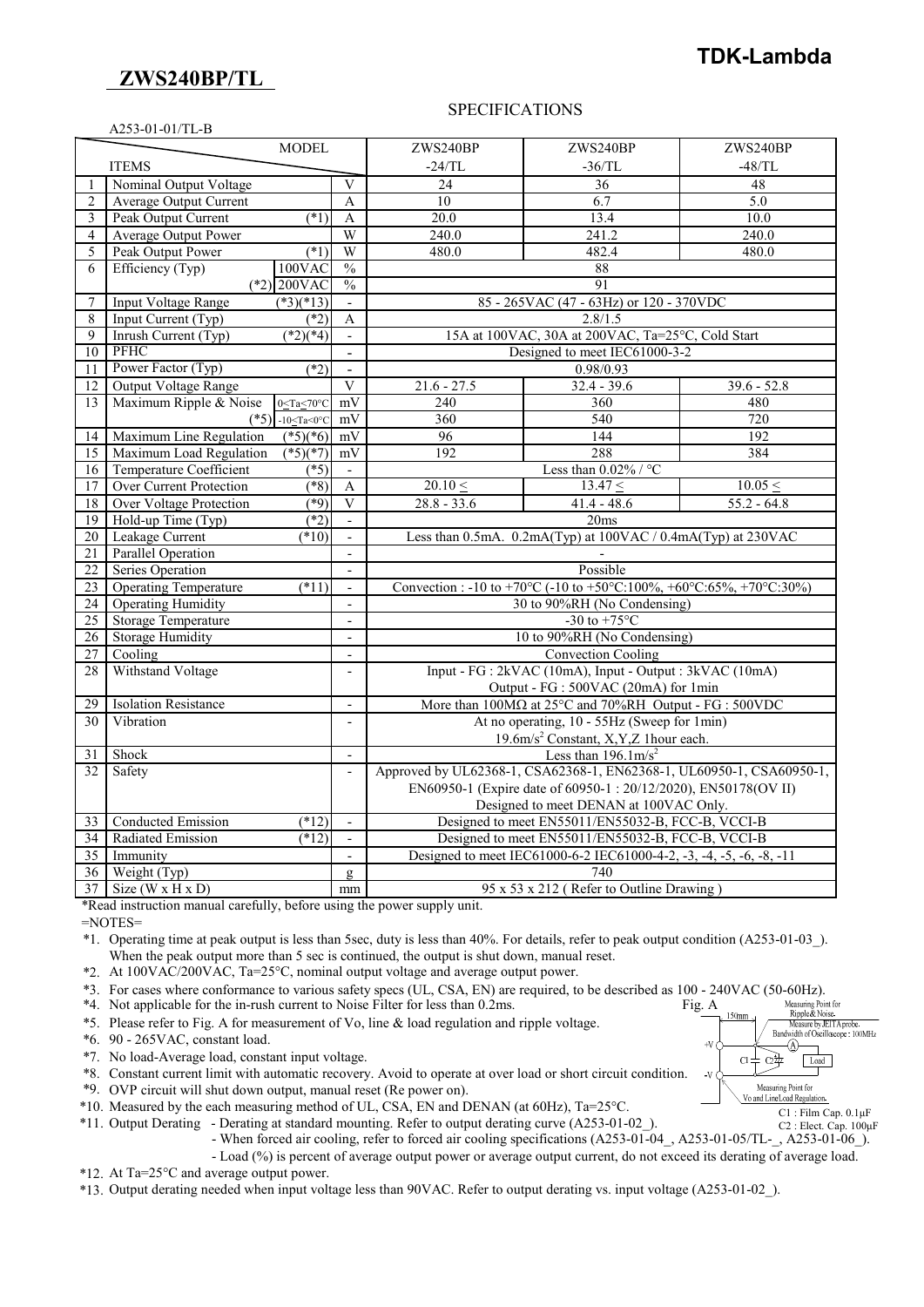**TDK-Lambda**

## ZWS240BP/TL

### SPECIFICATIONS

A253-01-01/TL-B

| | ITEMS / MODEL | | | ZWS240BP -24/TL | ZWS240BP -36/TL | ZWS240BP -48/TL |
|---|---|---|---|---|---|---|
| 1 | Nominal Output Voltage | | V | 24 | 36 | 48 |
| 2 | Average Output Current | | A | 10 | 6.7 | 5.0 |
| 3 | Peak Output Current | (*1) | A | 20.0 | 13.4 | 10.0 |
| 4 | Average Output Power | | W | 240.0 | 241.2 | 240.0 |
| 5 | Peak Output Power | (*1) | W | 480.0 | 482.4 | 480.0 |
| 6 | Efficiency (Typ) | 100VAC | % | 88 | | |
| | (*2) | 200VAC | % | 91 | | |
| 7 | Input Voltage Range | (*3)(*13) | - | 85 - 265VAC (47 - 63Hz) or 120 - 370VDC | | |
| 8 | Input Current (Typ) | (*2) | A | 2.8/1.5 | | |
| 9 | Inrush Current (Typ) | (*2)(*4) | - | 15A at 100VAC, 30A at 200VAC, Ta=25°C, Cold Start | | |
| 10 | PFHC | | - | Designed to meet IEC61000-3-2 | | |
| 11 | Power Factor (Typ) | (*2) | - | 0.98/0.93 | | |
| 12 | Output Voltage Range | | V | 21.6 - 27.5 | 32.4 - 39.6 | 39.6 - 52.8 |
| 13 | Maximum Ripple & Noise | 0≤Ta≤70°C | mV | 240 | 360 | 480 |
| | (*5) | -10≤Ta<0°C | mV | 360 | 540 | 720 |
| 14 | Maximum Line Regulation | (*5)(*6) | mV | 96 | 144 | 192 |
| 15 | Maximum Load Regulation | (*5)(*7) | mV | 192 | 288 | 384 |
| 16 | Temperature Coefficient | (*5) | - | Less than 0.02% / °C | | |
| 17 | Over Current Protection | (*8) | A | 20.10 ≤ | 13.47 ≤ | 10.05 ≤ |
| 18 | Over Voltage Protection | (*9) | V | 28.8 - 33.6 | 41.4 - 48.6 | 55.2 - 64.8 |
| 19 | Hold-up Time (Typ) | (*2) | - | 20ms | | |
| 20 | Leakage Current | (*10) | - | Less than 0.5mA. 0.2mA(Typ) at 100VAC / 0.4mA(Typ) at 230VAC | | |
| 21 | Parallel Operation | | - | - | | |
| 22 | Series Operation | | - | Possible | | |
| 23 | Operating Temperature | (*11) | - | Convection : -10 to +70°C (-10 to +50°C:100%, +60°C:65%, +70°C:30%) | | |
| 24 | Operating Humidity | | - | 30 to 90%RH (No Condensing) | | |
| 25 | Storage Temperature | | - | -30 to +75°C | | |
| 26 | Storage Humidity | | - | 10 to 90%RH (No Condensing) | | |
| 27 | Cooling | | - | Convection Cooling | | |
| 28 | Withstand Voltage | | - | Input - FG : 2kVAC (10mA), Input - Output : 3kVAC (10mA) Output - FG : 500VAC (20mA) for 1min | | |
| 29 | Isolation Resistance | | - | More than 100MΩ at 25°C and 70%RH Output - FG : 500VDC | | |
| 30 | Vibration | | - | At no operating, 10 - 55Hz (Sweep for 1min) 19.6m/s² Constant, X,Y,Z 1hour each. | | |
| 31 | Shock | | - | Less than 196.1m/s² | | |
| 32 | Safety | | - | Approved by UL62368-1, CSA62368-1, EN62368-1, UL60950-1, CSA60950-1, EN60950-1 (Expire date of 60950-1 : 20/12/2020), EN50178(OV II) Designed to meet DENAN at 100VAC Only. | | |
| 33 | Conducted Emission | (*12) | - | Designed to meet EN55011/EN55032-B, FCC-B, VCCI-B | | |
| 34 | Radiated Emission | (*12) | - | Designed to meet EN55011/EN55032-B, FCC-B, VCCI-B | | |
| 35 | Immunity | | - | Designed to meet IEC61000-6-2 IEC61000-4-2, -3, -4, -5, -6, -8, -11 | | |
| 36 | Weight (Typ) | | g | 740 | | |
| 37 | Size (W x H x D) | | mm | 95 x 53 x 212 ( Refer to Outline Drawing ) | | |

*Read instruction manual carefully, before using the power supply unit.

=NOTES=

*1. Operating time at peak output is less than 5sec, duty is less than 40%. For details, refer to peak output condition (A253-01-03_). When the peak output more than 5 sec is continued, the output is shut down, manual reset.

*2. At 100VAC/200VAC, Ta=25°C, nominal output voltage and average output power.

*3. For cases where conformance to various safety specs (UL, CSA, EN) are required, to be described as 100 - 240VAC (50-60Hz).

*4. Not applicable for the in-rush current to Noise Filter for less than 0.2ms.

*5. Please refer to Fig. A for measurement of Vo, line & load regulation and ripple voltage.

*6. 90 - 265VAC, constant load.

*7. No load-Average load, constant input voltage.

*8. Constant current limit with automatic recovery. Avoid to operate at over load or short circuit condition.

*9. OVP circuit will shut down output, manual reset (Re power on).

*10. Measured by the each measuring method of UL, CSA, EN and DENAN (at 60Hz), Ta=25°C.

*11. Output Derating - Derating at standard mounting. Refer to output derating curve (A253-01-02_).
- When forced air cooling, refer to forced air cooling specifications (A253-01-04_, A253-01-05/TL-_, A253-01-06_).
- Load (%) is percent of average output power or average output current, do not exceed its derating of average load.

*12. At Ta=25°C and average output power.

*13. Output derating needed when input voltage less than 90VAC. Refer to output derating vs. input voltage (A253-01-02_).

Fig. A

Measuring Point for Ripple&Noise. Measure by JEITA probe. Bandwidth of Oscilloscope : 100MHz

150mm

Measuring Point for Vo and Line/Load Regulation.

C1 : Film Cap. 0.1μF
C2 : Elect. Cap. 100μF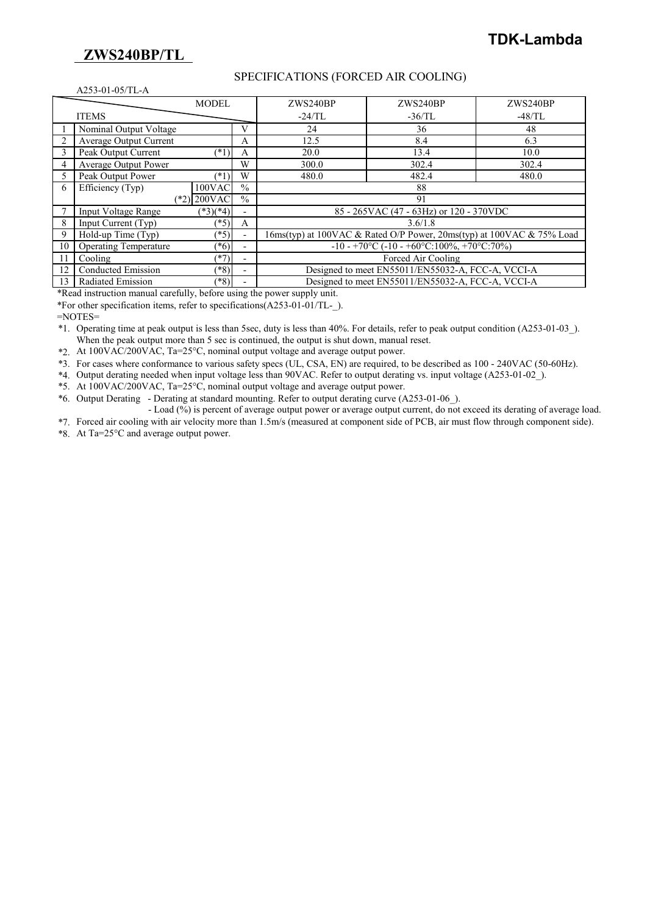# TDK-Lambda

## ZWS240BP/TL

SPECIFICATIONS (FORCED AIR COOLING)

A253-01-05/TL-A

| | ITEMS / MODEL | | | ZWS240BP -24/TL | ZWS240BP -36/TL | ZWS240BP -48/TL |
|---|---|---|---|---|---|---|
| 1 | Nominal Output Voltage | | V | 24 | 36 | 48 |
| 2 | Average Output Current | | A | 12.5 | 8.4 | 6.3 |
| 3 | Peak Output Current | (*1) | A | 20.0 | 13.4 | 10.0 |
| 4 | Average Output Power | | W | 300.0 | 302.4 | 302.4 |
| 5 | Peak Output Power | (*1) | W | 480.0 | 482.4 | 480.0 |
| 6 | Efficiency (Typ) | 100VAC | % | 88 | | |
| | (*2) | 200VAC | % | 91 | | |
| 7 | Input Voltage Range | (*3)(*4) | - | 85 - 265VAC (47 - 63Hz) or 120 - 370VDC | | |
| 8 | Input Current (Typ) | (*5) | A | 3.6/1.8 | | |
| 9 | Hold-up Time (Typ) | (*5) | - | 16ms(typ) at 100VAC & Rated O/P Power, 20ms(typ) at 100VAC & 75% Load | | |
| 10 | Operating Temperature | (*6) | - | -10 - +70°C (-10 - +60°C:100%, +70°C:70%) | | |
| 11 | Cooling | (*7) | - | Forced Air Cooling | | |
| 12 | Conducted Emission | (*8) | - | Designed to meet EN55011/EN55032-A, FCC-A, VCCI-A | | |
| 13 | Radiated Emission | (*8) | - | Designed to meet EN55011/EN55032-A, FCC-A, VCCI-A | | |

*Read instruction manual carefully, before using the power supply unit.

*For other specification items, refer to specifications(A253-01-01/TL-_).

=NOTES=

*1. Operating time at peak output is less than 5sec, duty is less than 40%. For details, refer to peak output condition (A253-01-03_). When the peak output more than 5 sec is continued, the output is shut down, manual reset.

*2. At 100VAC/200VAC, Ta=25°C, nominal output voltage and average output power.

*3. For cases where conformance to various safety specs (UL, CSA, EN) are required, to be described as 100 - 240VAC (50-60Hz).

*4. Output derating needed when input voltage less than 90VAC. Refer to output derating vs. input voltage (A253-01-02_).

*5. At 100VAC/200VAC, Ta=25°C, nominal output voltage and average output power.

*6. Output Derating - Derating at standard mounting. Refer to output derating curve (A253-01-06_).
- Load (%) is percent of average output power or average output current, do not exceed its derating of average load.

*7. Forced air cooling with air velocity more than 1.5m/s (measured at component side of PCB, air must flow through component side).

*8. At Ta=25°C and average output power.